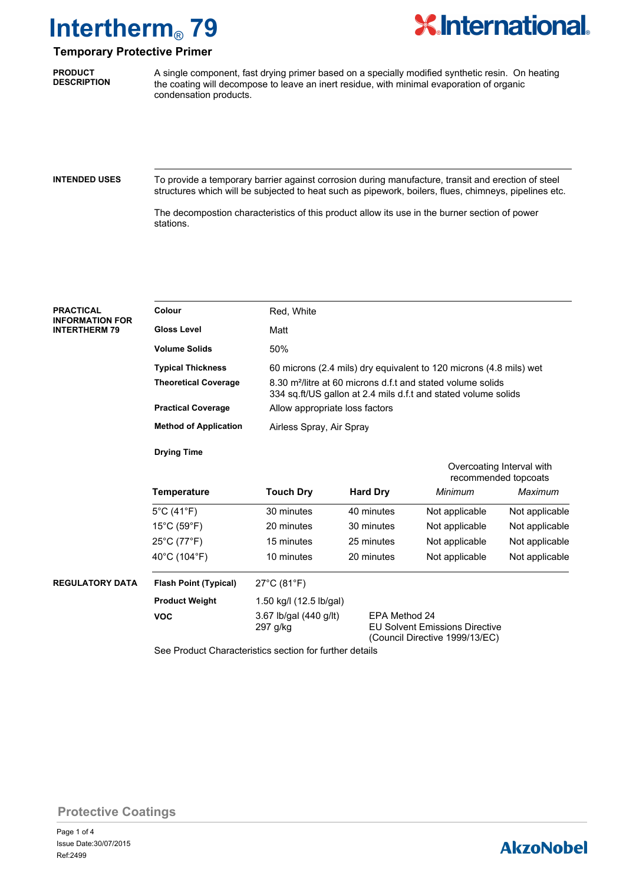# Intertherm® 79

## Temporary Protective Primer

**PRODUCT DESCRIPTION**

A single component, fast drying primer based on a specially modified synthetic resin. On heating the coating will decompose to leave an inert residue, with minimal evaporation of organic condensation products.

**INTENDED USES**

To provide a temporary barrier against corrosion during manufacture, transit and erection of steel structures which will be subjected to heat such as pipework, boilers, flues, chimneys, pipelines etc.

The decompostion characteristics of this product allow its use in the burner section of power stations.

**PRACTICAL INFORMATION FOR INTERTHERM 79**

| | |
|---|---|
| **Colour** | Red, White |
| **Gloss Level** | Matt |
| **Volume Solids** | 50% |
| **Typical Thickness** | 60 microns (2.4 mils) dry equivalent to 120 microns (4.8 mils) wet |
| **Theoretical Coverage** | 8.30 m²/litre at 60 microns d.f.t and stated volume solids<br>334 sq.ft/US gallon at 2.4 mils d.f.t and stated volume solids |
| **Practical Coverage** | Allow appropriate loss factors |
| **Method of Application** | Airless Spray, Air Spray |

**Drying Time**

| Temperature | Touch Dry | Hard Dry | Overcoating Interval with recommended topcoats | |
|---|---|---|---|---|
| | | | *Minimum* | *Maximum* |
| 5°C (41°F) | 30 minutes | 40 minutes | Not applicable | Not applicable |
| 15°C (59°F) | 20 minutes | 30 minutes | Not applicable | Not applicable |
| 25°C (77°F) | 15 minutes | 25 minutes | Not applicable | Not applicable |
| 40°C (104°F) | 10 minutes | 20 minutes | Not applicable | Not applicable |

**REGULATORY DATA**

| | | |
|---|---|---|
| **Flash Point (Typical)** | 27°C (81°F) | |
| **Product Weight** | 1.50 kg/l (12.5 lb/gal) | |
| **VOC** | 3.67 lb/gal (440 g/lt)<br>297 g/kg | EPA Method 24<br>EU Solvent Emissions Directive (Council Directive 1999/13/EC) |

See Product Characteristics section for further details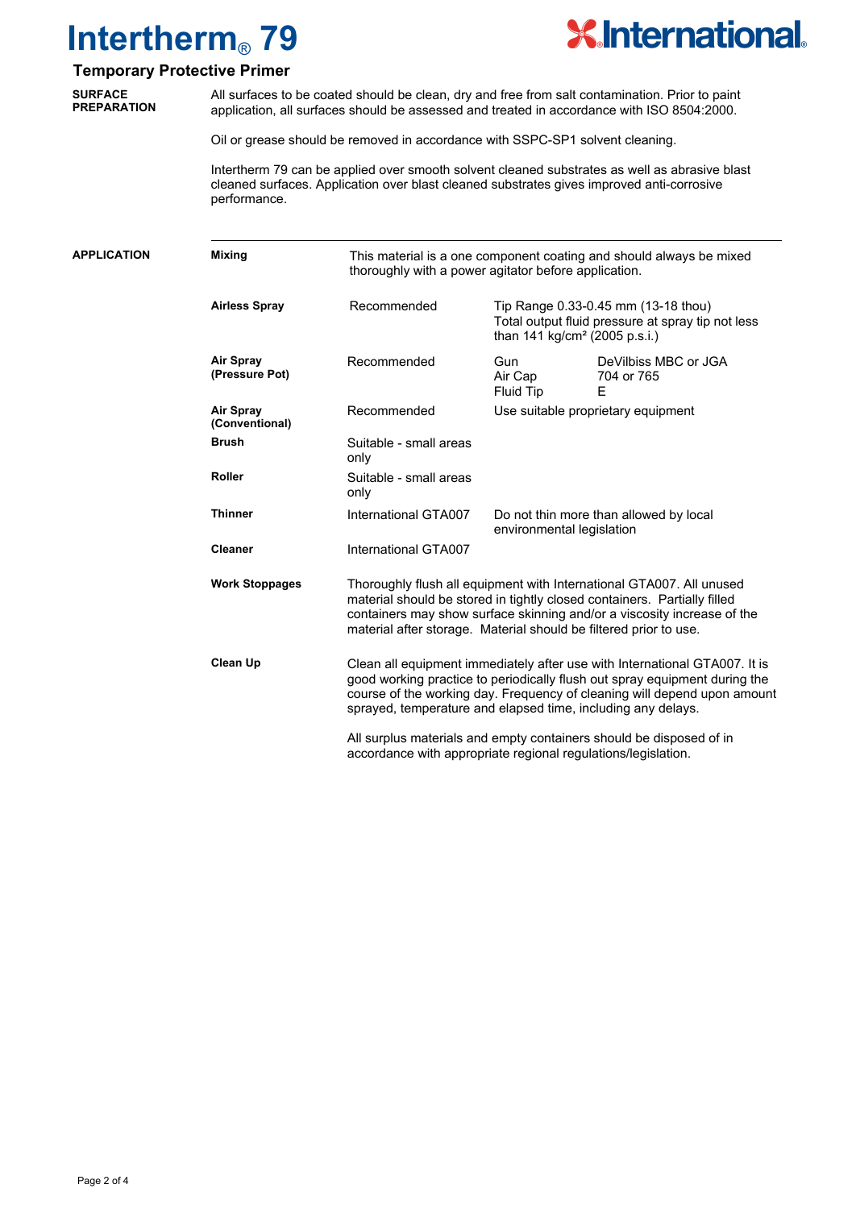# Intertherm® 79

## Temporary Protective Primer

**SURFACE PREPARATION**

All surfaces to be coated should be clean, dry and free from salt contamination. Prior to paint application, all surfaces should be assessed and treated in accordance with ISO 8504:2000.

Oil or grease should be removed in accordance with SSPC-SP1 solvent cleaning.

Intertherm 79 can be applied over smooth solvent cleaned substrates as well as abrasive blast cleaned surfaces. Application over blast cleaned substrates gives improved anti-corrosive performance.

**APPLICATION**

| | | | |
|---|---|---|---|
| **Mixing** | This material is a one component coating and should always be mixed thoroughly with a power agitator before application. | | |
| **Airless Spray** | Recommended | Tip Range 0.33-0.45 mm (13-18 thou)<br>Total output fluid pressure at spray tip not less than 141 kg/cm² (2005 p.s.i.) | |
| **Air Spray (Pressure Pot)** | Recommended | Gun<br>Air Cap<br>Fluid Tip | DeVilbiss MBC or JGA<br>704 or 765<br>E |
| **Air Spray (Conventional)** | Recommended | Use suitable proprietary equipment | |
| **Brush** | Suitable - small areas only | | |
| **Roller** | Suitable - small areas only | | |
| **Thinner** | International GTA007 | Do not thin more than allowed by local environmental legislation | |
| **Cleaner** | International GTA007 | | |
| **Work Stoppages** | Thoroughly flush all equipment with International GTA007. All unused material should be stored in tightly closed containers. Partially filled containers may show surface skinning and/or a viscosity increase of the material after storage. Material should be filtered prior to use. | | |
| **Clean Up** | Clean all equipment immediately after use with International GTA007. It is good working practice to periodically flush out spray equipment during the course of the working day. Frequency of cleaning will depend upon amount sprayed, temperature and elapsed time, including any delays.<br><br>All surplus materials and empty containers should be disposed of in accordance with appropriate regional regulations/legislation. | | |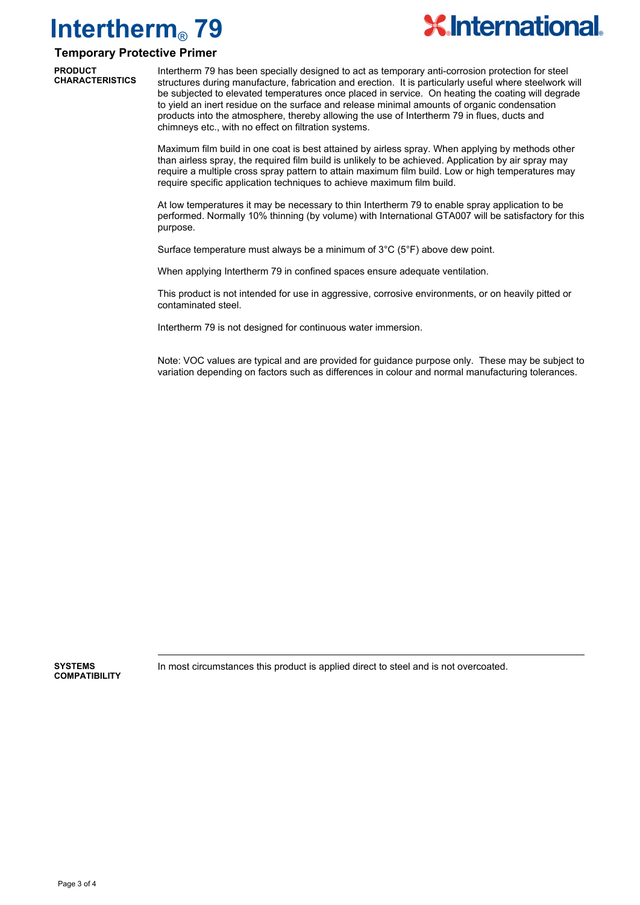# Intertherm® 79

## Temporary Protective Primer

### PRODUCT CHARACTERISTICS

Intertherm 79 has been specially designed to act as temporary anti-corrosion protection for steel structures during manufacture, fabrication and erection. It is particularly useful where steelwork will be subjected to elevated temperatures once placed in service. On heating the coating will degrade to yield an inert residue on the surface and release minimal amounts of organic condensation products into the atmosphere, thereby allowing the use of Intertherm 79 in flues, ducts and chimneys etc., with no effect on filtration systems.

Maximum film build in one coat is best attained by airless spray. When applying by methods other than airless spray, the required film build is unlikely to be achieved. Application by air spray may require a multiple cross spray pattern to attain maximum film build. Low or high temperatures may require specific application techniques to achieve maximum film build.

At low temperatures it may be necessary to thin Intertherm 79 to enable spray application to be performed. Normally 10% thinning (by volume) with International GTA007 will be satisfactory for this purpose.

Surface temperature must always be a minimum of 3°C (5°F) above dew point.

When applying Intertherm 79 in confined spaces ensure adequate ventilation.

This product is not intended for use in aggressive, corrosive environments, or on heavily pitted or contaminated steel.

Intertherm 79 is not designed for continuous water immersion.

Note: VOC values are typical and are provided for guidance purpose only. These may be subject to variation depending on factors such as differences in colour and normal manufacturing tolerances.

### SYSTEMS COMPATIBILITY

In most circumstances this product is applied direct to steel and is not overcoated.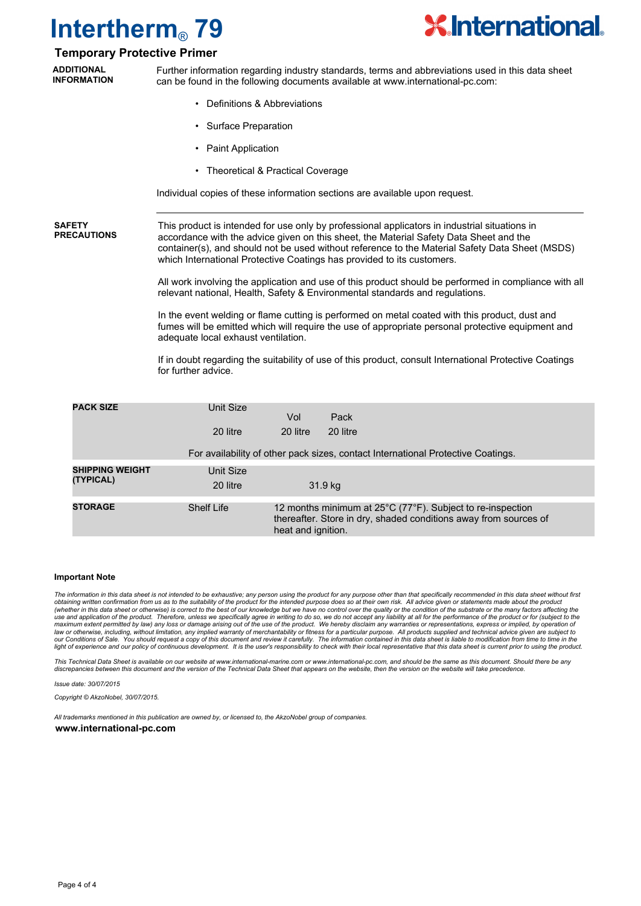# Intertherm® 79

## Temporary Protective Primer

**ADDITIONAL INFORMATION**

Further information regarding industry standards, terms and abbreviations used in this data sheet can be found in the following documents available at www.international-pc.com:

- Definitions & Abbreviations
- Surface Preparation
- Paint Application
- Theoretical & Practical Coverage

Individual copies of these information sections are available upon request.

**SAFETY PRECAUTIONS**

This product is intended for use only by professional applicators in industrial situations in accordance with the advice given on this sheet, the Material Safety Data Sheet and the container(s), and should not be used without reference to the Material Safety Data Sheet (MSDS) which International Protective Coatings has provided to its customers.

All work involving the application and use of this product should be performed in compliance with all relevant national, Health, Safety & Environmental standards and regulations.

In the event welding or flame cutting is performed on metal coated with this product, dust and fumes will be emitted which will require the use of appropriate personal protective equipment and adequate local exhaust ventilation.

If in doubt regarding the suitability of use of this product, consult International Protective Coatings for further advice.

**PACK SIZE**

| Unit Size | Vol | Pack |
|---|---|---|
| 20 litre | 20 litre | 20 litre |

For availability of other pack sizes, contact International Protective Coatings.

**SHIPPING WEIGHT (TYPICAL)**

| Unit Size | |
|---|---|
| 20 litre | 31.9 kg |

**STORAGE**

| | |
|---|---|
| Shelf Life | 12 months minimum at 25°C (77°F). Subject to re-inspection thereafter. Store in dry, shaded conditions away from sources of heat and ignition. |

**Important Note**

*The information in this data sheet is not intended to be exhaustive; any person using the product for any purpose other than that specifically recommended in this data sheet without first obtaining written confirmation from us as to the suitability of the product for the intended purpose does so at their own risk. All advice given or statements made about the product (whether in this data sheet or otherwise) is correct to the best of our knowledge but we have no control over the quality or the condition of the substrate or the many factors affecting the use and application of the product. Therefore, unless we specifically agree in writing to do so, we do not accept any liability at all for the performance of the product or for (subject to the maximum extent permitted by law) any loss or damage arising out of the use of the product. We hereby disclaim any warranties or representations, express or implied, by operation of law or otherwise, including, without limitation, any implied warranty of merchantability or fitness for a particular purpose. All products supplied and technical advice given are subject to our Conditions of Sale. You should request a copy of this document and review it carefully. The information contained in this data sheet is liable to modification from time to time in the light of experience and our policy of continuous development. It is the user's responsibility to check with their local representative that this data sheet is current prior to using the product.*

*This Technical Data Sheet is available on our website at www.international-marine.com or www.international-pc.com, and should be the same as this document. Should there be any discrepancies between this document and the version of the Technical Data Sheet that appears on the website, then the version on the website will take precedence.*

*Issue date: 30/07/2015*

*Copyright © AkzoNobel, 30/07/2015.*

*All trademarks mentioned in this publication are owned by, or licensed to, the AkzoNobel group of companies.*

**www.international-pc.com**